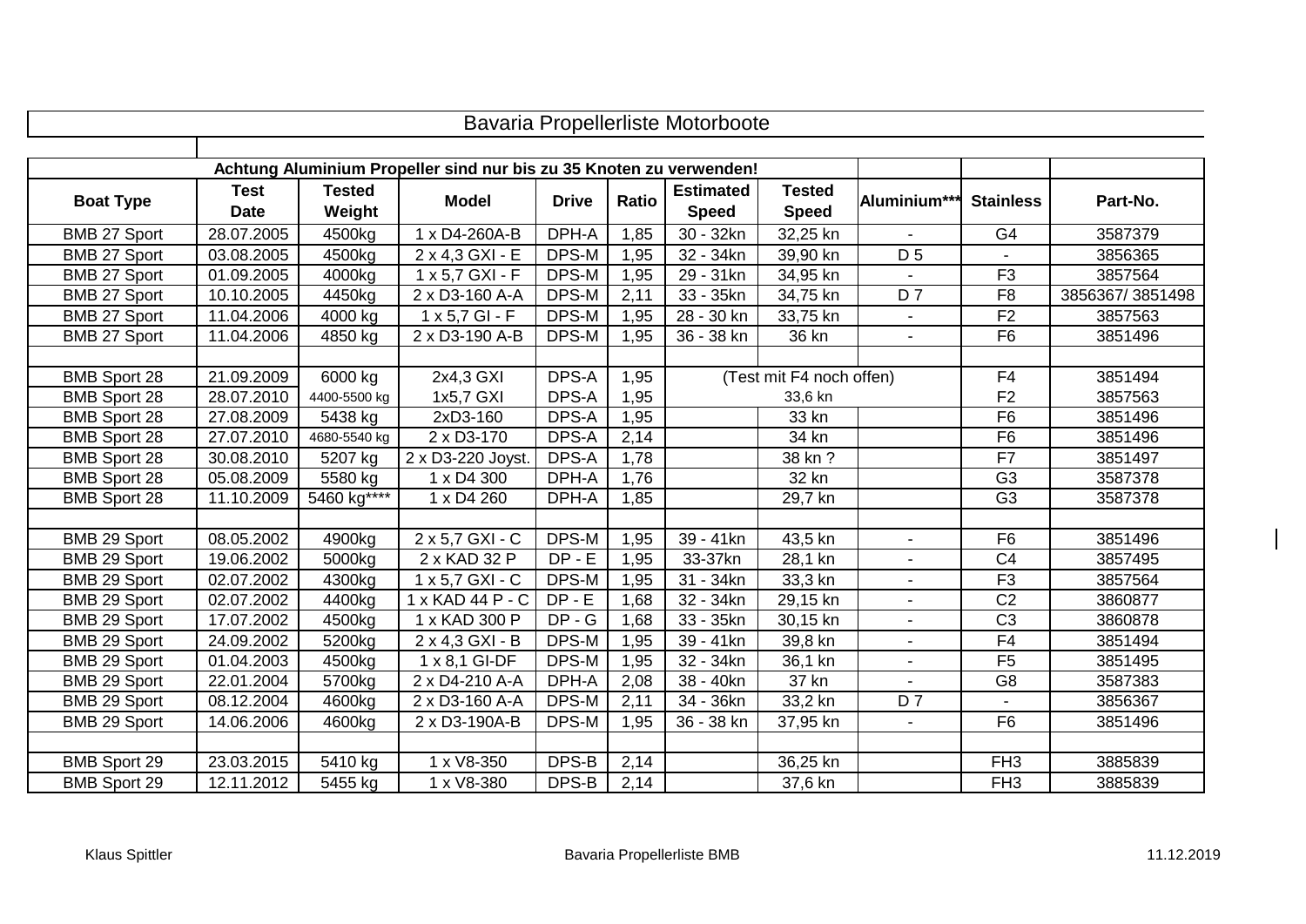# Bavaria Propellerliste Motorboote

| Achtung Aluminium Propeller sind nur bis zu 35 Knoten zu verwenden! | | | | | | | | | | |
|---|---|---|---|---|---|---|---|---|---|---|
| **Boat Type** | **Test Date** | **Tested Weight** | **Model** | **Drive** | **Ratio** | **Estimated Speed** | **Tested Speed** | **Aluminium*** ** | **Stainless** | **Part-No.** |
| BMB 27 Sport | 28.07.2005 | 4500kg | 1 x D4-260A-B | DPH-A | 1,85 | 30 - 32kn | 32,25 kn | - | G4 | 3587379 |
| BMB 27 Sport | 03.08.2005 | 4500kg | 2 x 4,3 GXI - E | DPS-M | 1,95 | 32 - 34kn | 39,90 kn | D 5 | - | 3856365 |
| BMB 27 Sport | 01.09.2005 | 4000kg | 1 x 5,7 GXI - F | DPS-M | 1,95 | 29 - 31kn | 34,95 kn | - | F3 | 3857564 |
| BMB 27 Sport | 10.10.2005 | 4450kg | 2 x D3-160 A-A | DPS-M | 2,11 | 33 - 35kn | 34,75 kn | D 7 | F8 | 3856367/ 3851498 |
| BMB 27 Sport | 11.04.2006 | 4000 kg | 1 x 5,7 GI - F | DPS-M | 1,95 | 28 - 30 kn | 33,75 kn | - | F2 | 3857563 |
| BMB 27 Sport | 11.04.2006 | 4850 kg | 2 x D3-190 A-B | DPS-M | 1,95 | 36 - 38 kn | 36 kn | - | F6 | 3851496 |
| | | | | | | | | | | |
| BMB Sport 28 | 21.09.2009 | 6000 kg | 2x4,3 GXI | DPS-A | 1,95 | (Test mit F4 noch offen) | | | F4 | 3851494 |
| BMB Sport 28 | 28.07.2010 | 4400-5500 kg | 1x5,7 GXI | DPS-A | 1,95 | | 33,6 kn | | F2 | 3857563 |
| BMB Sport 28 | 27.08.2009 | 5438 kg | 2xD3-160 | DPS-A | 1,95 | | 33 kn | | F6 | 3851496 |
| BMB Sport 28 | 27.07.2010 | 4680-5540 kg | 2 x D3-170 | DPS-A | 2,14 | | 34 kn | | F6 | 3851496 |
| BMB Sport 28 | 30.08.2010 | 5207 kg | 2 x D3-220 Joyst. | DPS-A | 1,78 | | 38 kn ? | | F7 | 3851497 |
| BMB Sport 28 | 05.08.2009 | 5580 kg | 1 x D4 300 | DPH-A | 1,76 | | 32 kn | | G3 | 3587378 |
| BMB Sport 28 | 11.10.2009 | 5460 kg**** | 1 x D4 260 | DPH-A | 1,85 | | 29,7 kn | | G3 | 3587378 |
| | | | | | | | | | | |
| BMB 29 Sport | 08.05.2002 | 4900kg | 2 x 5,7 GXI - C | DPS-M | 1,95 | 39 - 41kn | 43,5 kn | - | F6 | 3851496 |
| BMB 29 Sport | 19.06.2002 | 5000kg | 2 x KAD 32 P | DP - E | 1,95 | 33-37kn | 28,1 kn | - | C4 | 3857495 |
| BMB 29 Sport | 02.07.2002 | 4300kg | 1 x 5,7 GXI - C | DPS-M | 1,95 | 31 - 34kn | 33,3 kn | - | F3 | 3857564 |
| BMB 29 Sport | 02.07.2002 | 4400kg | 1 x KAD 44 P - C | DP - E | 1,68 | 32 - 34kn | 29,15 kn | - | C2 | 3860877 |
| BMB 29 Sport | 17.07.2002 | 4500kg | 1 x KAD 300 P | DP - G | 1,68 | 33 - 35kn | 30,15 kn | - | C3 | 3860878 |
| BMB 29 Sport | 24.09.2002 | 5200kg | 2 x 4,3 GXI - B | DPS-M | 1,95 | 39 - 41kn | 39,8 kn | - | F4 | 3851494 |
| BMB 29 Sport | 01.04.2003 | 4500kg | 1 x 8,1 GI-DF | DPS-M | 1,95 | 32 - 34kn | 36,1 kn | - | F5 | 3851495 |
| BMB 29 Sport | 22.01.2004 | 5700kg | 2 x D4-210 A-A | DPH-A | 2,08 | 38 - 40kn | 37 kn | - | G8 | 3587383 |
| BMB 29 Sport | 08.12.2004 | 4600kg | 2 x D3-160 A-A | DPS-M | 2,11 | 34 - 36kn | 33,2 kn | D 7 | - | 3856367 |
| BMB 29 Sport | 14.06.2006 | 4600kg | 2 x D3-190A-B | DPS-M | 1,95 | 36 - 38 kn | 37,95 kn | - | F6 | 3851496 |
| | | | | | | | | | | |
| BMB Sport 29 | 23.03.2015 | 5410 kg | 1 x V8-350 | DPS-B | 2,14 | | 36,25 kn | | FH3 | 3885839 |
| BMB Sport 29 | 12.11.2012 | 5455 kg | 1 x V8-380 | DPS-B | 2,14 | | 37,6 kn | | FH3 | 3885839 |

Klaus Spittler — Bavaria Propellerliste BMB — 11.12.2019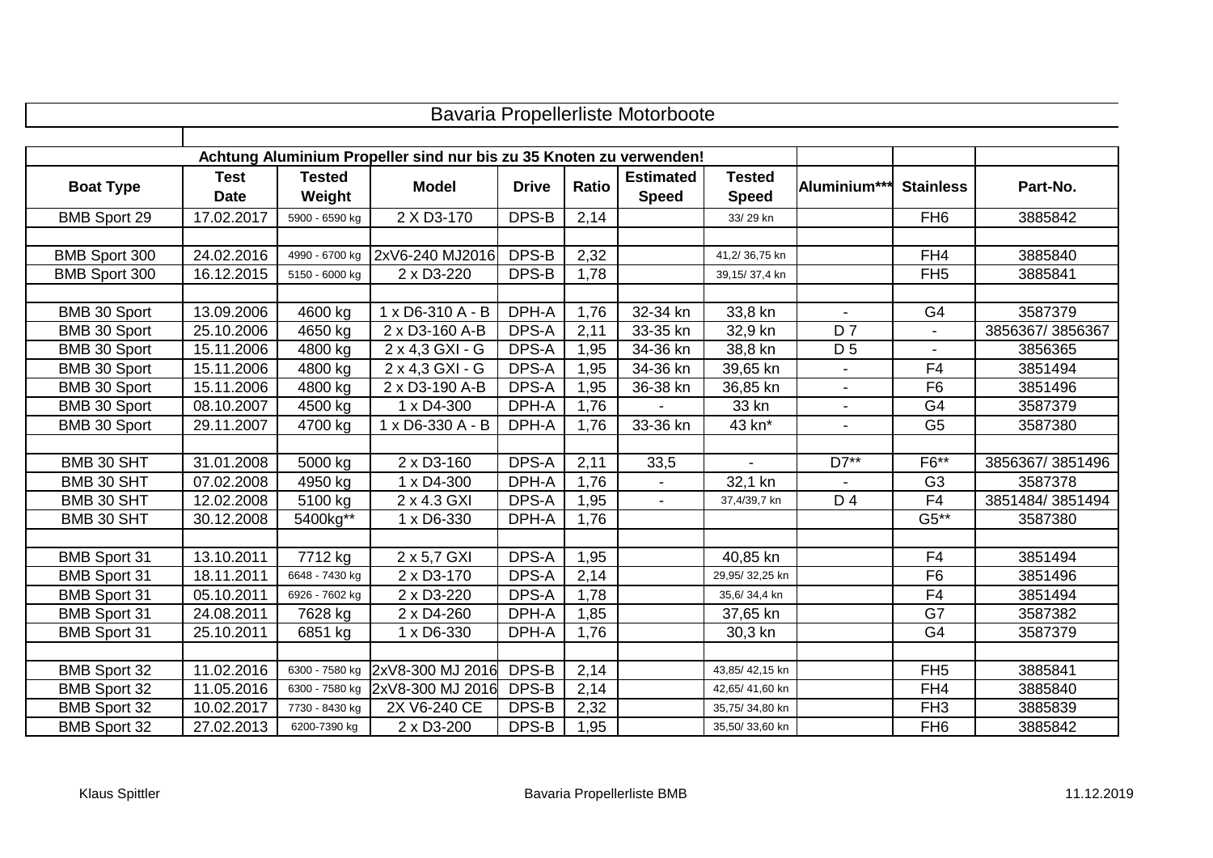# Bavaria Propellerliste Motorboote

| Achtung Aluminium Propeller sind nur bis zu 35 Knoten zu verwenden! | | | | | | | | | | |
|---|---|---|---|---|---|---|---|---|---|---|
| **Boat Type** | **Test Date** | **Tested Weight** | **Model** | **Drive** | **Ratio** | **Estimated Speed** | **Tested Speed** | **Aluminium*** ** | **Stainless** | **Part-No.** |
| BMB Sport 29 | 17.02.2017 | 5900 - 6590 kg | 2 X D3-170 | DPS-B | 2,14 | | 33/ 29 kn | | FH6 | 3885842 |
| | | | | | | | | | | |
| BMB Sport 300 | 24.02.2016 | 4990 - 6700 kg | 2xV6-240 MJ2016 | DPS-B | 2,32 | | 41,2/ 36,75 kn | | FH4 | 3885840 |
| BMB Sport 300 | 16.12.2015 | 5150 - 6000 kg | 2 x D3-220 | DPS-B | 1,78 | | 39,15/ 37,4 kn | | FH5 | 3885841 |
| | | | | | | | | | | |
| BMB 30 Sport | 13.09.2006 | 4600 kg | 1 x D6-310 A - B | DPH-A | 1,76 | 32-34 kn | 33,8 kn | - | G4 | 3587379 |
| BMB 30 Sport | 25.10.2006 | 4650 kg | 2 x D3-160 A-B | DPS-A | 2,11 | 33-35 kn | 32,9 kn | D 7 | - | 3856367/ 3856367 |
| BMB 30 Sport | 15.11.2006 | 4800 kg | 2 x 4,3 GXI - G | DPS-A | 1,95 | 34-36 kn | 38,8 kn | D 5 | - | 3856365 |
| BMB 30 Sport | 15.11.2006 | 4800 kg | 2 x 4,3 GXI - G | DPS-A | 1,95 | 34-36 kn | 39,65 kn | - | F4 | 3851494 |
| BMB 30 Sport | 15.11.2006 | 4800 kg | 2 x D3-190 A-B | DPS-A | 1,95 | 36-38 kn | 36,85 kn | - | F6 | 3851496 |
| BMB 30 Sport | 08.10.2007 | 4500 kg | 1 x D4-300 | DPH-A | 1,76 | - | 33 kn | - | G4 | 3587379 |
| BMB 30 Sport | 29.11.2007 | 4700 kg | 1 x D6-330 A - B | DPH-A | 1,76 | 33-36 kn | 43 kn* | - | G5 | 3587380 |
| | | | | | | | | | | |
| BMB 30 SHT | 31.01.2008 | 5000 kg | 2 x D3-160 | DPS-A | 2,11 | 33,5 | - | D7** | F6** | 3856367/ 3851496 |
| BMB 30 SHT | 07.02.2008 | 4950 kg | 1 x D4-300 | DPH-A | 1,76 | - | 32,1 kn | - | G3 | 3587378 |
| BMB 30 SHT | 12.02.2008 | 5100 kg | 2 x 4.3 GXI | DPS-A | 1,95 | - | 37,4/39,7 kn | D 4 | F4 | 3851484/ 3851494 |
| BMB 30 SHT | 30.12.2008 | 5400kg** | 1 x D6-330 | DPH-A | 1,76 | | | | G5** | 3587380 |
| | | | | | | | | | | |
| BMB Sport 31 | 13.10.2011 | 7712 kg | 2 x 5,7 GXI | DPS-A | 1,95 | | 40,85 kn | | F4 | 3851494 |
| BMB Sport 31 | 18.11.2011 | 6648 - 7430 kg | 2 x D3-170 | DPS-A | 2,14 | | 29,95/ 32,25 kn | | F6 | 3851496 |
| BMB Sport 31 | 05.10.2011 | 6926 - 7602 kg | 2 x D3-220 | DPS-A | 1,78 | | 35,6/ 34,4 kn | | F4 | 3851494 |
| BMB Sport 31 | 24.08.2011 | 7628 kg | 2 x D4-260 | DPH-A | 1,85 | | 37,65 kn | | G7 | 3587382 |
| BMB Sport 31 | 25.10.2011 | 6851 kg | 1 x D6-330 | DPH-A | 1,76 | | 30,3 kn | | G4 | 3587379 |
| | | | | | | | | | | |
| BMB Sport 32 | 11.02.2016 | 6300 - 7580 kg | 2xV8-300 MJ 2016 | DPS-B | 2,14 | | 43,85/ 42,15 kn | | FH5 | 3885841 |
| BMB Sport 32 | 11.05.2016 | 6300 - 7580 kg | 2xV8-300 MJ 2016 | DPS-B | 2,14 | | 42,65/ 41,60 kn | | FH4 | 3885840 |
| BMB Sport 32 | 10.02.2017 | 7730 - 8430 kg | 2X V6-240 CE | DPS-B | 2,32 | | 35,75/ 34,80 kn | | FH3 | 3885839 |
| BMB Sport 32 | 27.02.2013 | 6200-7390 kg | 2 x D3-200 | DPS-B | 1,95 | | 35,50/ 33,60 kn | | FH6 | 3885842 |

Klaus Spittler — Bavaria Propellerliste BMB — 11.12.2019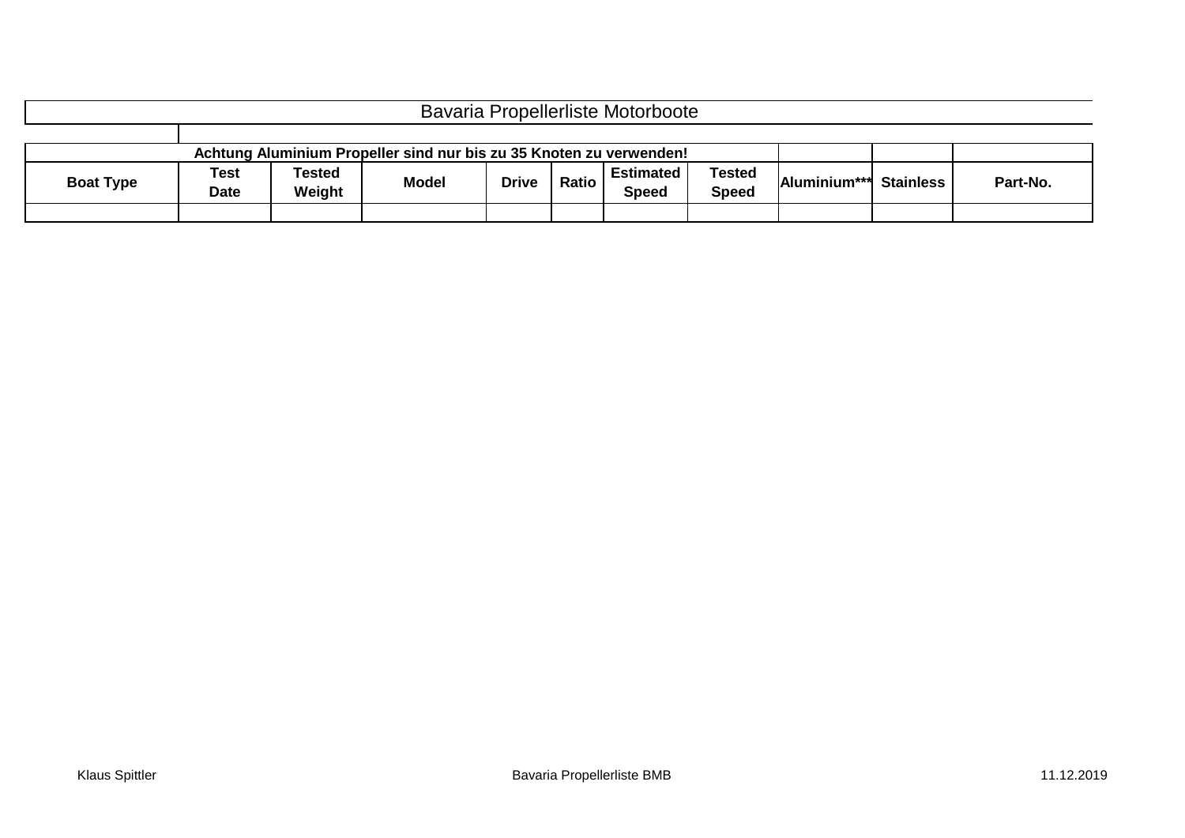# Bavaria Propellerliste Motorboote

| Achtung Aluminium Propeller sind nur bis zu 35 Knoten zu verwenden! | | | | | | | | | | |
|---|---|---|---|---|---|---|---|---|---|---|
| **Boat Type** | **Test Date** | **Tested Weight** | **Model** | **Drive** | **Ratio** | **Estimated Speed** | **Tested Speed** | **Aluminium*** ** | **Stainless** | **Part-No.** |
| | | | | | | | | | | |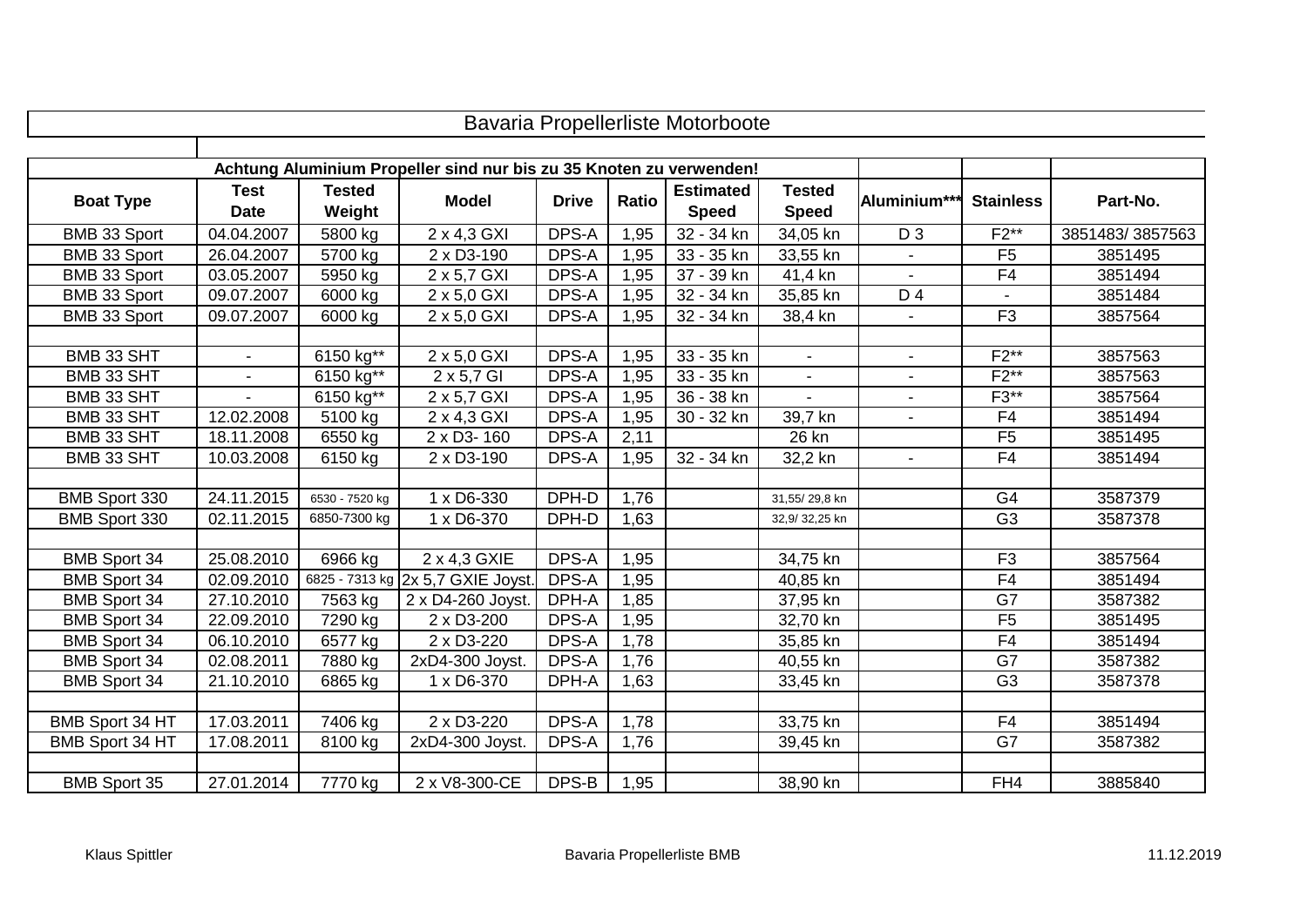# Bavaria Propellerliste Motorboote

| Achtung Aluminium Propeller sind nur bis zu 35 Knoten zu verwenden! | | | | | | | | | | |
|---|---|---|---|---|---|---|---|---|---|---|
| **Boat Type** | **Test Date** | **Tested Weight** | **Model** | **Drive** | **Ratio** | **Estimated Speed** | **Tested Speed** | **Aluminium*** ** | **Stainless** | **Part-No.** |
| BMB 33 Sport | 04.04.2007 | 5800 kg | 2 x 4,3 GXI | DPS-A | 1,95 | 32 - 34 kn | 34,05 kn | D 3 | F2** | 3851483/ 3857563 |
| BMB 33 Sport | 26.04.2007 | 5700 kg | 2 x D3-190 | DPS-A | 1,95 | 33 - 35 kn | 33,55 kn | - | F5 | 3851495 |
| BMB 33 Sport | 03.05.2007 | 5950 kg | 2 x 5,7 GXI | DPS-A | 1,95 | 37 - 39 kn | 41,4 kn | - | F4 | 3851494 |
| BMB 33 Sport | 09.07.2007 | 6000 kg | 2 x 5,0 GXI | DPS-A | 1,95 | 32 - 34 kn | 35,85 kn | D 4 | - | 3851484 |
| BMB 33 Sport | 09.07.2007 | 6000 kg | 2 x 5,0 GXI | DPS-A | 1,95 | 32 - 34 kn | 38,4 kn | - | F3 | 3857564 |
| | | | | | | | | | | |
| BMB 33 SHT | - | 6150 kg** | 2 x 5,0 GXI | DPS-A | 1,95 | 33 - 35 kn | - | - | F2** | 3857563 |
| BMB 33 SHT | - | 6150 kg** | 2 x 5,7 GI | DPS-A | 1,95 | 33 - 35 kn | - | - | F2** | 3857563 |
| BMB 33 SHT | - | 6150 kg** | 2 x 5,7 GXI | DPS-A | 1,95 | 36 - 38 kn | - | - | F3** | 3857564 |
| BMB 33 SHT | 12.02.2008 | 5100 kg | 2 x 4,3 GXI | DPS-A | 1,95 | 30 - 32 kn | 39,7 kn | - | F4 | 3851494 |
| BMB 33 SHT | 18.11.2008 | 6550 kg | 2 x D3- 160 | DPS-A | 2,11 | | 26 kn | | F5 | 3851495 |
| BMB 33 SHT | 10.03.2008 | 6150 kg | 2 x D3-190 | DPS-A | 1,95 | 32 - 34 kn | 32,2 kn | - | F4 | 3851494 |
| | | | | | | | | | | |
| BMB Sport 330 | 24.11.2015 | 6530 - 7520 kg | 1 x D6-330 | DPH-D | 1,76 | | 31,55/ 29,8 kn | | G4 | 3587379 |
| BMB Sport 330 | 02.11.2015 | 6850-7300 kg | 1 x D6-370 | DPH-D | 1,63 | | 32,9/ 32,25 kn | | G3 | 3587378 |
| | | | | | | | | | | |
| BMB Sport 34 | 25.08.2010 | 6966 kg | 2 x 4,3 GXIE | DPS-A | 1,95 | | 34,75 kn | | F3 | 3857564 |
| BMB Sport 34 | 02.09.2010 | 6825 - 7313 kg | 2x 5,7 GXIE Joyst. | DPS-A | 1,95 | | 40,85 kn | | F4 | 3851494 |
| BMB Sport 34 | 27.10.2010 | 7563 kg | 2 x D4-260 Joyst. | DPH-A | 1,85 | | 37,95 kn | | G7 | 3587382 |
| BMB Sport 34 | 22.09.2010 | 7290 kg | 2 x D3-200 | DPS-A | 1,95 | | 32,70 kn | | F5 | 3851495 |
| BMB Sport 34 | 06.10.2010 | 6577 kg | 2 x D3-220 | DPS-A | 1,78 | | 35,85 kn | | F4 | 3851494 |
| BMB Sport 34 | 02.08.2011 | 7880 kg | 2xD4-300 Joyst. | DPS-A | 1,76 | | 40,55 kn | | G7 | 3587382 |
| BMB Sport 34 | 21.10.2010 | 6865 kg | 1 x D6-370 | DPH-A | 1,63 | | 33,45 kn | | G3 | 3587378 |
| | | | | | | | | | | |
| BMB Sport 34 HT | 17.03.2011 | 7406 kg | 2 x D3-220 | DPS-A | 1,78 | | 33,75 kn | | F4 | 3851494 |
| BMB Sport 34 HT | 17.08.2011 | 8100 kg | 2xD4-300 Joyst. | DPS-A | 1,76 | | 39,45 kn | | G7 | 3587382 |
| | | | | | | | | | | |
| BMB Sport 35 | 27.01.2014 | 7770 kg | 2 x V8-300-CE | DPS-B | 1,95 | | 38,90 kn | | FH4 | 3885840 |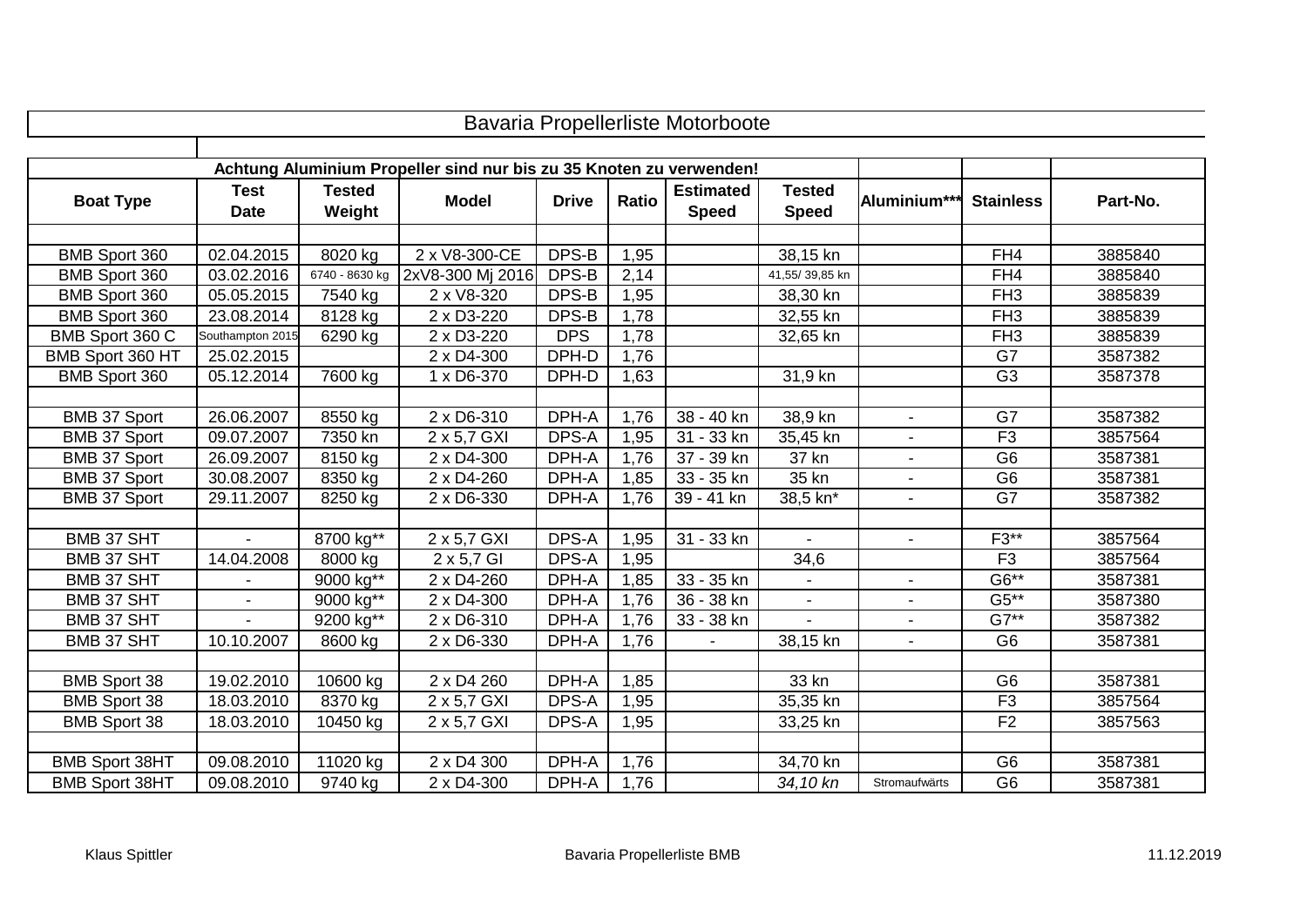# Bavaria Propellerliste Motorboote

| Achtung Aluminium Propeller sind nur bis zu 35 Knoten zu verwenden! | | | | | | | | | | |
|---|---|---|---|---|---|---|---|---|---|---|
| **Boat Type** | **Test Date** | **Tested Weight** | **Model** | **Drive** | **Ratio** | **Estimated Speed** | **Tested Speed** | **Aluminium*** ** | **Stainless** | **Part-No.** |
| | | | | | | | | | | |
| BMB Sport 360 | 02.04.2015 | 8020 kg | 2 x V8-300-CE | DPS-B | 1,95 | | 38,15 kn | | FH4 | 3885840 |
| BMB Sport 360 | 03.02.2016 | 6740 - 8630 kg | 2xV8-300 Mj 2016 | DPS-B | 2,14 | | 41,55/ 39,85 kn | | FH4 | 3885840 |
| BMB Sport 360 | 05.05.2015 | 7540 kg | 2 x V8-320 | DPS-B | 1,95 | | 38,30 kn | | FH3 | 3885839 |
| BMB Sport 360 | 23.08.2014 | 8128 kg | 2 x D3-220 | DPS-B | 1,78 | | 32,55 kn | | FH3 | 3885839 |
| BMB Sport 360 C | Southampton 2015 | 6290 kg | 2 x D3-220 | DPS | 1,78 | | 32,65 kn | | FH3 | 3885839 |
| BMB Sport 360 HT | 25.02.2015 | | 2 x D4-300 | DPH-D | 1,76 | | | | G7 | 3587382 |
| BMB Sport 360 | 05.12.2014 | 7600 kg | 1 x D6-370 | DPH-D | 1,63 | | 31,9 kn | | G3 | 3587378 |
| | | | | | | | | | | |
| BMB 37 Sport | 26.06.2007 | 8550 kg | 2 x D6-310 | DPH-A | 1,76 | 38 - 40 kn | 38,9 kn | - | G7 | 3587382 |
| BMB 37 Sport | 09.07.2007 | 7350 kn | 2 x 5,7 GXI | DPS-A | 1,95 | 31 - 33 kn | 35,45 kn | - | F3 | 3857564 |
| BMB 37 Sport | 26.09.2007 | 8150 kg | 2 x D4-300 | DPH-A | 1,76 | 37 - 39 kn | 37 kn | - | G6 | 3587381 |
| BMB 37 Sport | 30.08.2007 | 8350 kg | 2 x D4-260 | DPH-A | 1,85 | 33 - 35 kn | 35 kn | - | G6 | 3587381 |
| BMB 37 Sport | 29.11.2007 | 8250 kg | 2 x D6-330 | DPH-A | 1,76 | 39 - 41 kn | 38,5 kn* | - | G7 | 3587382 |
| | | | | | | | | | | |
| BMB 37 SHT | - | 8700 kg** | 2 x 5,7 GXI | DPS-A | 1,95 | 31 - 33 kn | - | - | F3** | 3857564 |
| BMB 37 SHT | 14.04.2008 | 8000 kg | 2 x 5,7 GI | DPS-A | 1,95 | | 34,6 | | F3 | 3857564 |
| BMB 37 SHT | - | 9000 kg** | 2 x D4-260 | DPH-A | 1,85 | 33 - 35 kn | - | - | G6** | 3587381 |
| BMB 37 SHT | - | 9000 kg** | 2 x D4-300 | DPH-A | 1,76 | 36 - 38 kn | - | - | G5** | 3587380 |
| BMB 37 SHT | - | 9200 kg** | 2 x D6-310 | DPH-A | 1,76 | 33 - 38 kn | - | - | G7** | 3587382 |
| BMB 37 SHT | 10.10.2007 | 8600 kg | 2 x D6-330 | DPH-A | 1,76 | - | 38,15 kn | - | G6 | 3587381 |
| | | | | | | | | | | |
| BMB Sport 38 | 19.02.2010 | 10600 kg | 2 x D4 260 | DPH-A | 1,85 | | 33 kn | | G6 | 3587381 |
| BMB Sport 38 | 18.03.2010 | 8370 kg | 2 x 5,7 GXI | DPS-A | 1,95 | | 35,35 kn | | F3 | 3857564 |
| BMB Sport 38 | 18.03.2010 | 10450 kg | 2 x 5,7 GXI | DPS-A | 1,95 | | 33,25 kn | | F2 | 3857563 |
| | | | | | | | | | | |
| BMB Sport 38HT | 09.08.2010 | 11020 kg | 2 x D4 300 | DPH-A | 1,76 | | 34,70 kn | | G6 | 3587381 |
| BMB Sport 38HT | 09.08.2010 | 9740 kg | 2 x D4-300 | DPH-A | 1,76 | | *34,10 kn* | Stromaufwärts | G6 | 3587381 |

Klaus Spittler — Bavaria Propellerliste BMB — 11.12.2019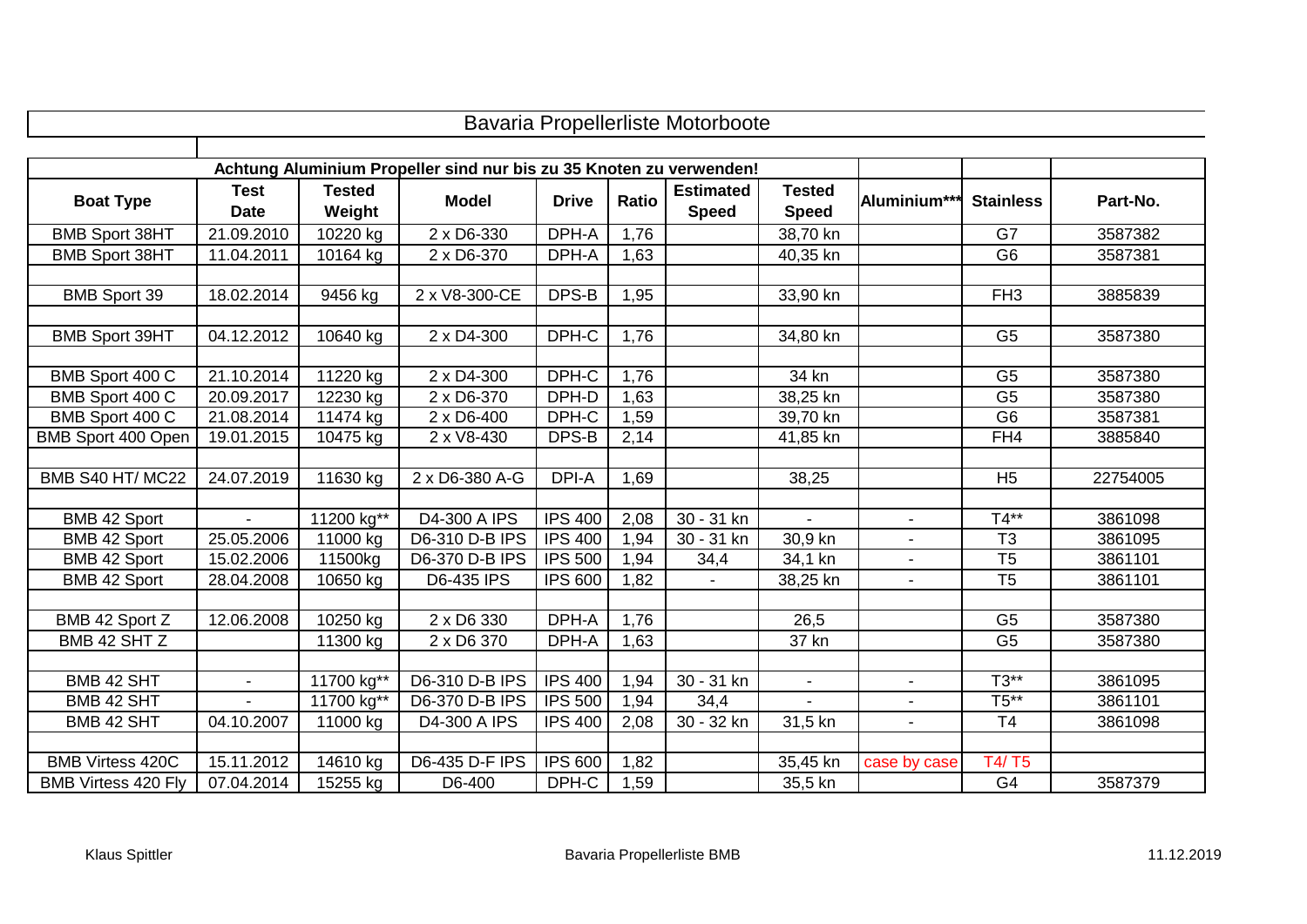# Bavaria Propellerliste Motorboote

| Achtung Aluminium Propeller sind nur bis zu 35 Knoten zu verwenden! | | | | | | | | | | |
|---|---|---|---|---|---|---|---|---|---|---|
| **Boat Type** | **Test Date** | **Tested Weight** | **Model** | **Drive** | **Ratio** | **Estimated Speed** | **Tested Speed** | **Aluminium*** ** | **Stainless** | **Part-No.** |
| BMB Sport 38HT | 21.09.2010 | 10220 kg | 2 x D6-330 | DPH-A | 1,76 | | 38,70 kn | | G7 | 3587382 |
| BMB Sport 38HT | 11.04.2011 | 10164 kg | 2 x D6-370 | DPH-A | 1,63 | | 40,35 kn | | G6 | 3587381 |
| | | | | | | | | | | |
| BMB Sport 39 | 18.02.2014 | 9456 kg | 2 x V8-300-CE | DPS-B | 1,95 | | 33,90 kn | | FH3 | 3885839 |
| | | | | | | | | | | |
| BMB Sport 39HT | 04.12.2012 | 10640 kg | 2 x D4-300 | DPH-C | 1,76 | | 34,80 kn | | G5 | 3587380 |
| | | | | | | | | | | |
| BMB Sport 400 C | 21.10.2014 | 11220 kg | 2 x D4-300 | DPH-C | 1,76 | | 34 kn | | G5 | 3587380 |
| BMB Sport 400 C | 20.09.2017 | 12230 kg | 2 x D6-370 | DPH-D | 1,63 | | 38,25 kn | | G5 | 3587380 |
| BMB Sport 400 C | 21.08.2014 | 11474 kg | 2 x D6-400 | DPH-C | 1,59 | | 39,70 kn | | G6 | 3587381 |
| BMB Sport 400 Open | 19.01.2015 | 10475 kg | 2 x V8-430 | DPS-B | 2,14 | | 41,85 kn | | FH4 | 3885840 |
| | | | | | | | | | | |
| BMB S40 HT/ MC22 | 24.07.2019 | 11630 kg | 2 x D6-380 A-G | DPI-A | 1,69 | | 38,25 | | H5 | 22754005 |
| | | | | | | | | | | |
| BMB 42 Sport | - | 11200 kg** | D4-300 A IPS | IPS 400 | 2,08 | 30 - 31 kn | - | - | T4** | 3861098 |
| BMB 42 Sport | 25.05.2006 | 11000 kg | D6-310 D-B IPS | IPS 400 | 1,94 | 30 - 31 kn | 30,9 kn | - | T3 | 3861095 |
| BMB 42 Sport | 15.02.2006 | 11500kg | D6-370 D-B IPS | IPS 500 | 1,94 | 34,4 | 34,1 kn | - | T5 | 3861101 |
| BMB 42 Sport | 28.04.2008 | 10650 kg | D6-435 IPS | IPS 600 | 1,82 | - | 38,25 kn | - | T5 | 3861101 |
| | | | | | | | | | | |
| BMB 42 Sport Z | 12.06.2008 | 10250 kg | 2 x D6 330 | DPH-A | 1,76 | | 26,5 | | G5 | 3587380 |
| BMB 42 SHT Z | | 11300 kg | 2 x D6 370 | DPH-A | 1,63 | | 37 kn | | G5 | 3587380 |
| | | | | | | | | | | |
| BMB 42 SHT | - | 11700 kg** | D6-310 D-B IPS | IPS 400 | 1,94 | 30 - 31 kn | - | - | T3** | 3861095 |
| BMB 42 SHT | - | 11700 kg** | D6-370 D-B IPS | IPS 500 | 1,94 | 34,4 | - | - | T5** | 3861101 |
| BMB 42 SHT | 04.10.2007 | 11000 kg | D4-300 A IPS | IPS 400 | 2,08 | 30 - 32 kn | 31,5 kn | - | T4 | 3861098 |
| | | | | | | | | | | |
| BMB Virtess 420C | 15.11.2012 | 14610 kg | D6-435 D-F IPS | IPS 600 | 1,82 | | 35,45 kn | case by case | T4/ T5 | |
| BMB Virtess 420 Fly | 07.04.2014 | 15255 kg | D6-400 | DPH-C | 1,59 | | 35,5 kn | | G4 | 3587379 |

Klaus Spittler — Bavaria Propellerliste BMB — 11.12.2019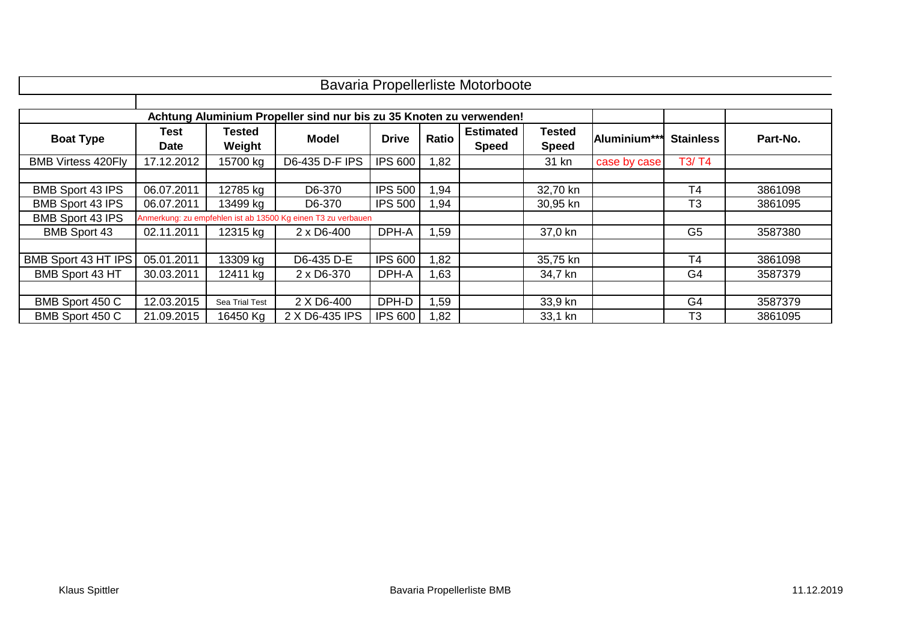# Bavaria Propellerliste Motorboote

**Achtung Aluminium Propeller sind nur bis zu 35 Knoten zu verwenden!**

| Boat Type | Test Date | Tested Weight | Model | Drive | Ratio | Estimated Speed | Tested Speed | Aluminium*** | Stainless | Part-No. |
|---|---|---|---|---|---|---|---|---|---|---|
| BMB Virtess 420Fly | 17.12.2012 | 15700 kg | D6-435 D-F IPS | IPS 600 | 1,82 | | 31 kn | case by case | T3/ T4 | |
| | | | | | | | | | | |
| BMB Sport 43 IPS | 06.07.2011 | 12785 kg | D6-370 | IPS 500 | 1,94 | | 32,70 kn | | T4 | 3861098 |
| BMB Sport 43 IPS | 06.07.2011 | 13499 kg | D6-370 | IPS 500 | 1,94 | | 30,95 kn | | T3 | 3861095 |
| BMB Sport 43 IPS | Anmerkung: zu empfehlen ist ab 13500 Kg einen T3 zu verbauen | | | | | | | | | |
| BMB Sport 43 | 02.11.2011 | 12315 kg | 2 x D6-400 | DPH-A | 1,59 | | 37,0 kn | | G5 | 3587380 |
| | | | | | | | | | | |
| BMB Sport 43 HT IPS | 05.01.2011 | 13309 kg | D6-435 D-E | IPS 600 | 1,82 | | 35,75 kn | | T4 | 3861098 |
| BMB Sport 43 HT | 30.03.2011 | 12411 kg | 2 x D6-370 | DPH-A | 1,63 | | 34,7 kn | | G4 | 3587379 |
| | | | | | | | | | | |
| BMB Sport 450 C | 12.03.2015 | Sea Trial Test | 2 X D6-400 | DPH-D | 1,59 | | 33,9 kn | | G4 | 3587379 |
| BMB Sport 450 C | 21.09.2015 | 16450 Kg | 2 X D6-435 IPS | IPS 600 | 1,82 | | 33,1 kn | | T3 | 3861095 |

Klaus Spittler — Bavaria Propellerliste BMB — 11.12.2019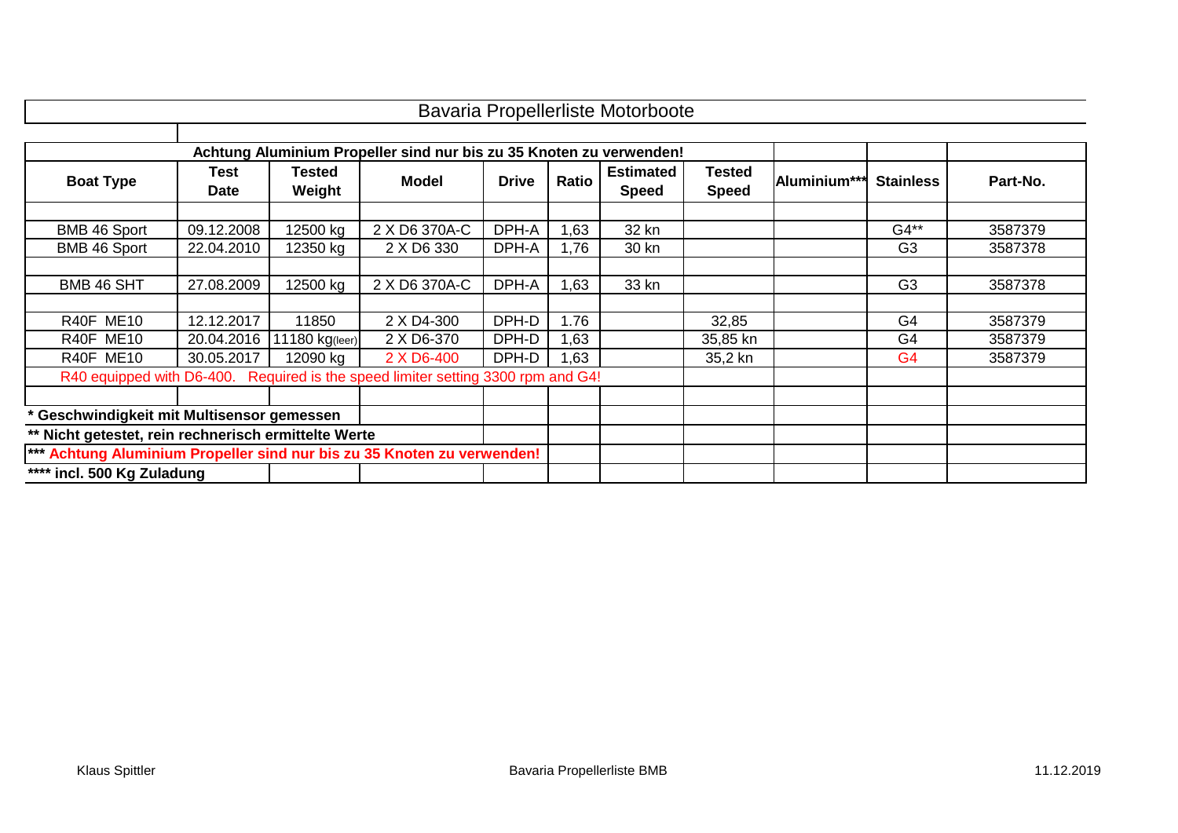# Bavaria Propellerliste Motorboote

| Achtung Aluminium Propeller sind nur bis zu 35 Knoten zu verwenden! | | | | | | | | | | |
|---|---|---|---|---|---|---|---|---|---|---|
| **Boat Type** | **Test Date** | **Tested Weight** | **Model** | **Drive** | **Ratio** | **Estimated Speed** | **Tested Speed** | **Aluminium*** ** | **Stainless** | **Part-No.** |
| | | | | | | | | | | |
| BMB 46 Sport | 09.12.2008 | 12500 kg | 2 X D6 370A-C | DPH-A | 1,63 | 32 kn | | | G4** | 3587379 |
| BMB 46 Sport | 22.04.2010 | 12350 kg | 2 X D6 330 | DPH-A | 1,76 | 30 kn | | | G3 | 3587378 |
| | | | | | | | | | | |
| BMB 46 SHT | 27.08.2009 | 12500 kg | 2 X D6 370A-C | DPH-A | 1,63 | 33 kn | | | G3 | 3587378 |
| | | | | | | | | | | |
| R40F ME10 | 12.12.2017 | 11850 | 2 X D4-300 | DPH-D | 1.76 | | 32,85 | | G4 | 3587379 |
| R40F ME10 | 20.04.2016 | 11180 kg(leer) | 2 X D6-370 | DPH-D | 1,63 | | 35,85 kn | | G4 | 3587379 |
| R40F ME10 | 30.05.2017 | 12090 kg | 2 X D6-400 | DPH-D | 1,63 | | 35,2 kn | | G4 | 3587379 |
| R40 equipped with D6-400. Required is the speed limiter setting 3300 rpm and G4! | | | | | | | | | | |

**\* Geschwindigkeit mit Multisensor gemessen**

**\*\* Nicht getestet, rein rechnerisch ermittelte Werte**

**\*\*\* Achtung Aluminium Propeller sind nur bis zu 35 Knoten zu verwenden!**

**\*\*\*\* incl. 500 Kg Zuladung**

Klaus Spittler — Bavaria Propellerliste BMB — 11.12.2019